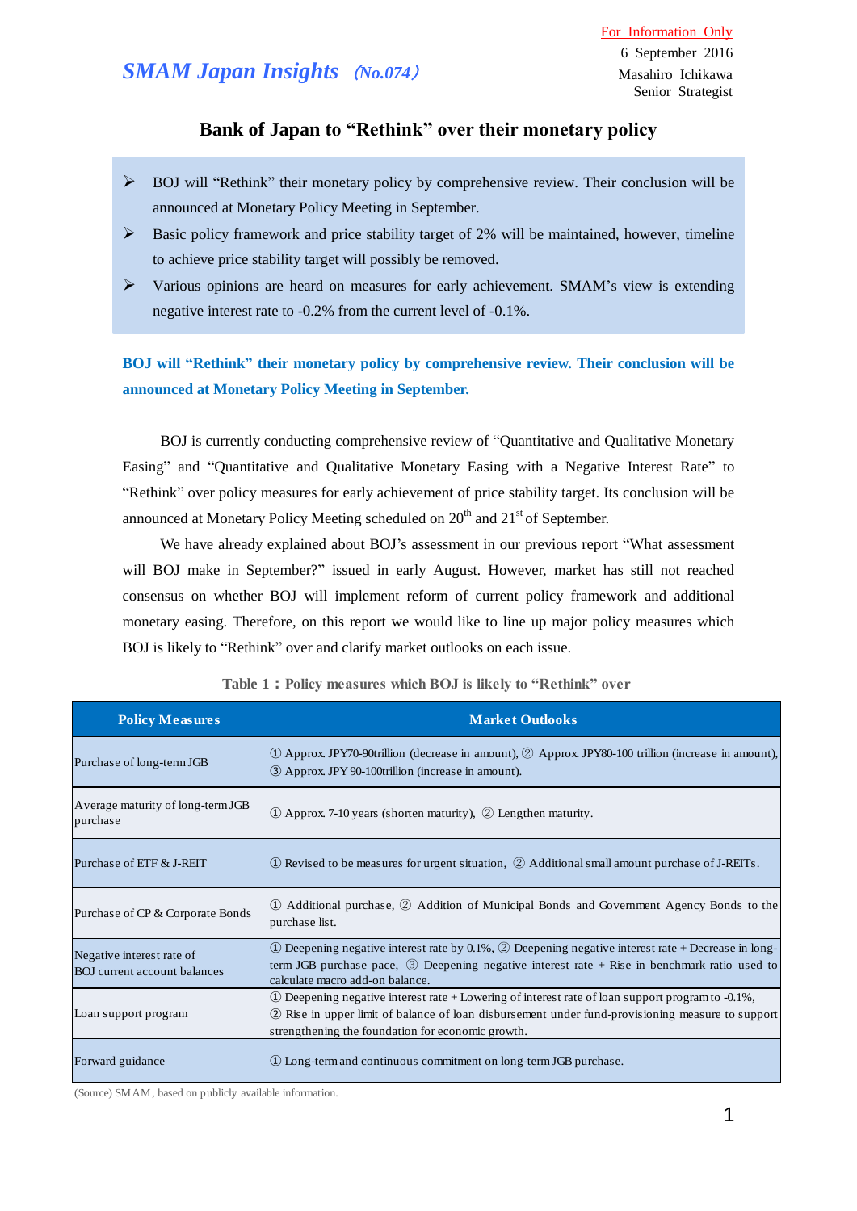For Information Only

6 September 2016

Masahiro Ichikawa

Senior Strategist

*SMAM Japan Insights* (No.074)

# Bank of Japan to "Rethink" over their monetary policy

- BOJ will "Rethink" their monetary policy by comprehensive review. Their conclusion will be announced at Monetary Policy Meeting in September.
- Basic policy framework and price stability target of 2% will be maintained, however, timeline to achieve price stability target will possibly be removed.
- Various opinions are heard on measures for early achievement. SMAM's view is extending negative interest rate to -0.2% from the current level of -0.1%.

## BOJ will "Rethink" their monetary policy by comprehensive review. Their conclusion will be announced at Monetary Policy Meeting in September.

BOJ is currently conducting comprehensive review of "Quantitative and Qualitative Monetary Easing" and "Quantitative and Qualitative Monetary Easing with a Negative Interest Rate" to "Rethink" over policy measures for early achievement of price stability target. Its conclusion will be announced at Monetary Policy Meeting scheduled on 20th and 21st of September.

We have already explained about BOJ's assessment in our previous report "What assessment will BOJ make in September?" issued in early August. However, market has still not reached consensus on whether BOJ will implement reform of current policy framework and additional monetary easing. Therefore, on this report we would like to line up major policy measures which BOJ is likely to "Rethink" over and clarify market outlooks on each issue.

**Table 1：Policy measures which BOJ is likely to "Rethink" over**

| Policy Measures | Market Outlooks |
|---|---|
| Purchase of long-term JGB | ① Approx. JPY70-90trillion (decrease in amount), ② Approx. JPY80-100 trillion (increase in amount), ③ Approx. JPY 90-100trillion (increase in amount). |
| Average maturity of long-term JGB purchase | ① Approx. 7-10 years (shorten maturity), ② Lengthen maturity. |
| Purchase of ETF & J-REIT | ① Revised to be measures for urgent situation, ② Additional small amount purchase of J-REITs. |
| Purchase of CP & Corporate Bonds | ① Additional purchase, ② Addition of Municipal Bonds and Government Agency Bonds to the purchase list. |
| Negative interest rate of BOJ current account balances | ① Deepening negative interest rate by 0.1%, ② Deepening negative interest rate + Decrease in long-term JGB purchase pace, ③ Deepening negative interest rate + Rise in benchmark ratio used to calculate macro add-on balance. |
| Loan support program | ① Deepening negative interest rate + Lowering of interest rate of loan support program to -0.1%, ② Rise in upper limit of balance of loan disbursement under fund-provisioning measure to support strengthening the foundation for economic growth. |
| Forward guidance | ① Long-term and continuous commitment on long-term JGB purchase. |

(Source) SMAM, based on publicly available information.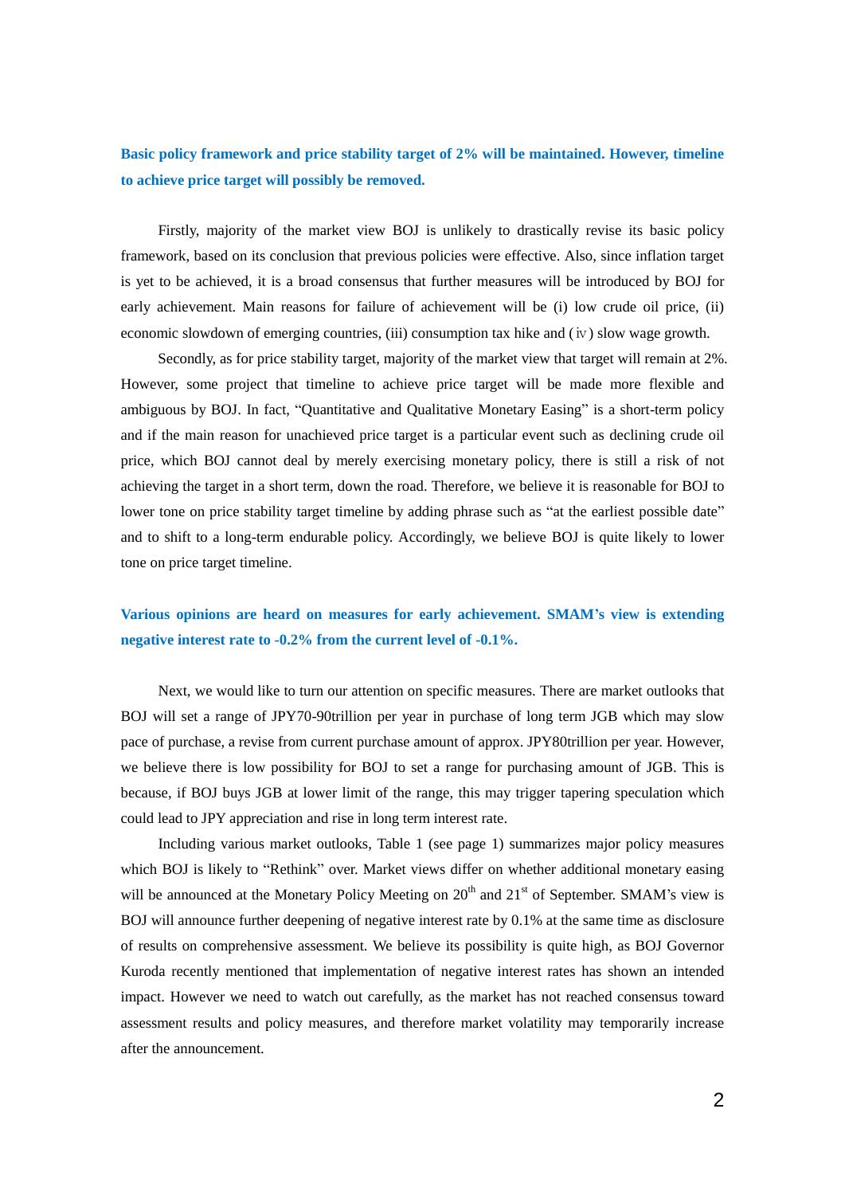**Basic policy framework and price stability target of 2% will be maintained. However, timeline to achieve price target will possibly be removed.**

Firstly, majority of the market view BOJ is unlikely to drastically revise its basic policy framework, based on its conclusion that previous policies were effective. Also, since inflation target is yet to be achieved, it is a broad consensus that further measures will be introduced by BOJ for early achievement. Main reasons for failure of achievement will be (i) low crude oil price, (ii) economic slowdown of emerging countries, (iii) consumption tax hike and (ⅳ) slow wage growth.

Secondly, as for price stability target, majority of the market view that target will remain at 2%. However, some project that timeline to achieve price target will be made more flexible and ambiguous by BOJ. In fact, "Quantitative and Qualitative Monetary Easing" is a short-term policy and if the main reason for unachieved price target is a particular event such as declining crude oil price, which BOJ cannot deal by merely exercising monetary policy, there is still a risk of not achieving the target in a short term, down the road. Therefore, we believe it is reasonable for BOJ to lower tone on price stability target timeline by adding phrase such as "at the earliest possible date" and to shift to a long-term endurable policy. Accordingly, we believe BOJ is quite likely to lower tone on price target timeline.

**Various opinions are heard on measures for early achievement. SMAM's view is extending negative interest rate to -0.2% from the current level of -0.1%.**

Next, we would like to turn our attention on specific measures. There are market outlooks that BOJ will set a range of JPY70-90trillion per year in purchase of long term JGB which may slow pace of purchase, a revise from current purchase amount of approx. JPY80trillion per year. However, we believe there is low possibility for BOJ to set a range for purchasing amount of JGB. This is because, if BOJ buys JGB at lower limit of the range, this may trigger tapering speculation which could lead to JPY appreciation and rise in long term interest rate.

Including various market outlooks, Table 1 (see page 1) summarizes major policy measures which BOJ is likely to "Rethink" over. Market views differ on whether additional monetary easing will be announced at the Monetary Policy Meeting on 20th and 21st of September. SMAM's view is BOJ will announce further deepening of negative interest rate by 0.1% at the same time as disclosure of results on comprehensive assessment. We believe its possibility is quite high, as BOJ Governor Kuroda recently mentioned that implementation of negative interest rates has shown an intended impact. However we need to watch out carefully, as the market has not reached consensus toward assessment results and policy measures, and therefore market volatility may temporarily increase after the announcement.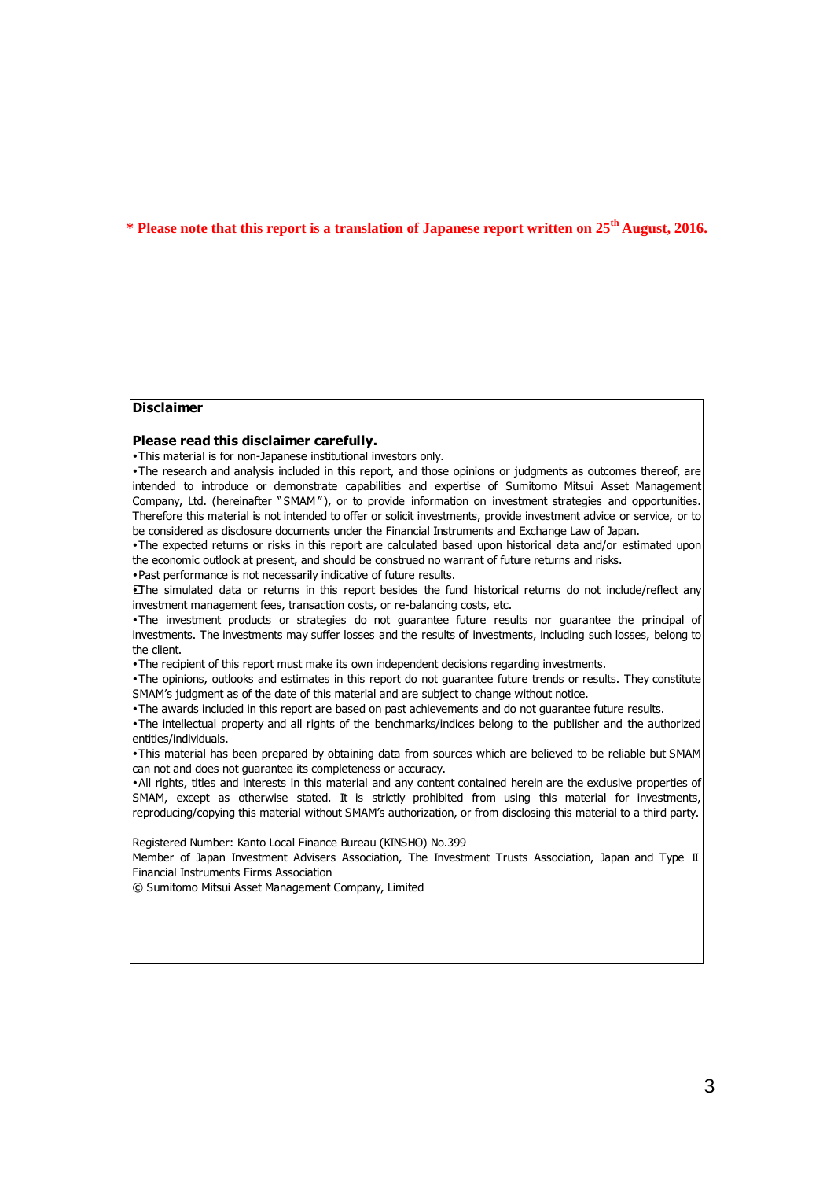**\* Please note that this report is a translation of Japanese report written on 25th August, 2016.**

## Disclaimer

### Please read this disclaimer carefully.

- This material is for non-Japanese institutional investors only.
- The research and analysis included in this report, and those opinions or judgments as outcomes thereof, are intended to introduce or demonstrate capabilities and expertise of Sumitomo Mitsui Asset Management Company, Ltd. (hereinafter "SMAM"), or to provide information on investment strategies and opportunities. Therefore this material is not intended to offer or solicit investments, provide investment advice or service, or to be considered as disclosure documents under the Financial Instruments and Exchange Law of Japan.
- The expected returns or risks in this report are calculated based upon historical data and/or estimated upon the economic outlook at present, and should be construed no warrant of future returns and risks.
- Past performance is not necessarily indicative of future results.
- The simulated data or returns in this report besides the fund historical returns do not include/reflect any investment management fees, transaction costs, or re-balancing costs, etc.
- The investment products or strategies do not guarantee future results nor guarantee the principal of investments. The investments may suffer losses and the results of investments, including such losses, belong to the client.
- The recipient of this report must make its own independent decisions regarding investments.
- The opinions, outlooks and estimates in this report do not guarantee future trends or results. They constitute SMAM's judgment as of the date of this material and are subject to change without notice.
- The awards included in this report are based on past achievements and do not guarantee future results.
- The intellectual property and all rights of the benchmarks/indices belong to the publisher and the authorized entities/individuals.
- This material has been prepared by obtaining data from sources which are believed to be reliable but SMAM can not and does not guarantee its completeness or accuracy.
- All rights, titles and interests in this material and any content contained herein are the exclusive properties of SMAM, except as otherwise stated. It is strictly prohibited from using this material for investments, reproducing/copying this material without SMAM's authorization, or from disclosing this material to a third party.

Registered Number: Kanto Local Finance Bureau (KINSHO) No.399

Member of Japan Investment Advisers Association, The Investment Trusts Association, Japan and Type Ⅱ Financial Instruments Firms Association

© Sumitomo Mitsui Asset Management Company, Limited